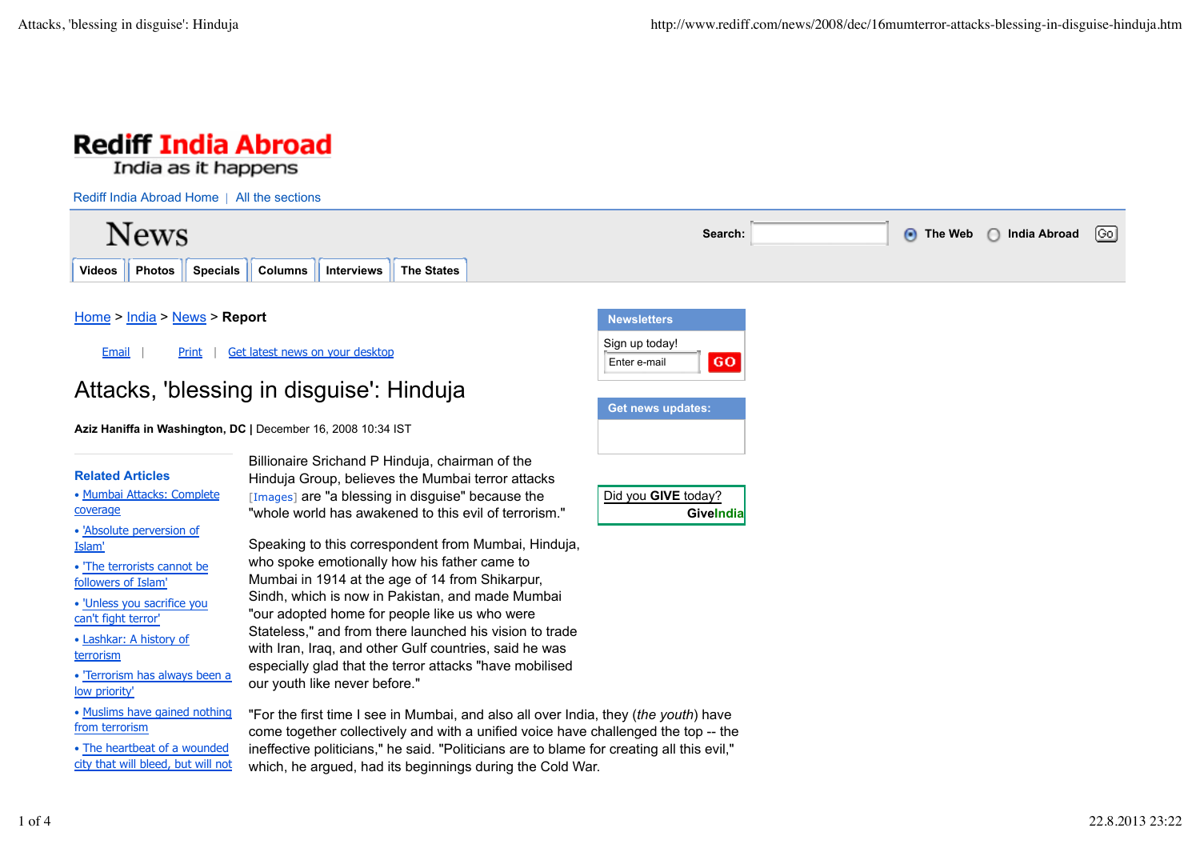Rediff India Abroad

India as it happens

Rediff India Abroad Home | All the sections

# News

Search: The Web India Abroad Go

Videos | Photos | Specials | Columns | Interviews | The States

Home > India > News > **Report**

Email | Print | Get latest news on your desktop

# Attacks, 'blessing in disguise': Hinduja

**Aziz Haniffa in Washington, DC |** December 16, 2008 10:34 IST

**Related Articles**

- Mumbai Attacks: Complete coverage
- 'Absolute perversion of Islam'
- 'The terrorists cannot be followers of Islam'
- 'Unless you sacrifice you can't fight terror'
- Lashkar: A history of terrorism
- 'Terrorism has always been a low priority'
- Muslims have gained nothing from terrorism
- The heartbeat of a wounded city that will bleed, but will not

Billionaire Srichand P Hinduja, chairman of the Hinduja Group, believes the Mumbai terror attacks [Images] are "a blessing in disguise" because the "whole world has awakened to this evil of terrorism."

Speaking to this correspondent from Mumbai, Hinduja, who spoke emotionally how his father came to Mumbai in 1914 at the age of 14 from Shikarpur, Sindh, which is now in Pakistan, and made Mumbai "our adopted home for people like us who were Stateless," and from there launched his vision to trade with Iran, Iraq, and other Gulf countries, said he was especially glad that the terror attacks "have mobilised our youth like never before."

"For the first time I see in Mumbai, and also all over India, they (*the youth*) have come together collectively and with a unified voice have challenged the top -- the ineffective politicians," he said. "Politicians are to blame for creating all this evil," which, he argued, had its beginnings during the Cold War.

**Newsletters**

Sign up today!

Enter e-mail GO

**Get news updates:**

Did you **GIVE** today?

**GiveIndia**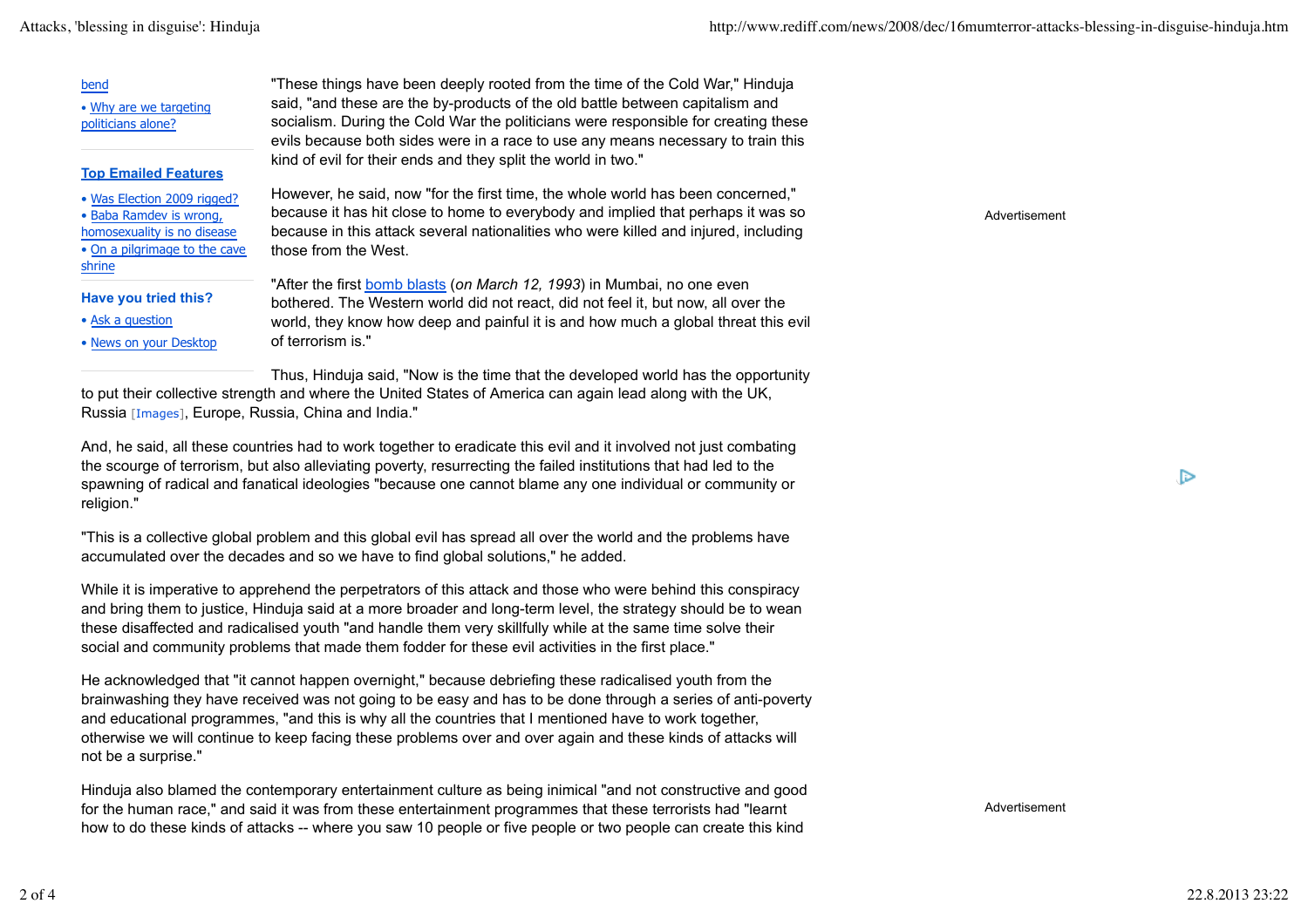"These things have been deeply rooted from the time of the Cold War," Hinduja said, "and these are the by-products of the old battle between capitalism and socialism. During the Cold War the politicians were responsible for creating these evils because both sides were in a race to use any means necessary to train this kind of evil for their ends and they split the world in two."

However, he said, now "for the first time, the whole world has been concerned," because it has hit close to home to everybody and implied that perhaps it was so because in this attack several nationalities who were killed and injured, including those from the West.

"After the first bomb blasts (*on March 12, 1993*) in Mumbai, no one even bothered. The Western world did not react, did not feel it, but now, all over the world, they know how deep and painful it is and how much a global threat this evil of terrorism is."

Thus, Hinduja said, "Now is the time that the developed world has the opportunity to put their collective strength and where the United States of America can again lead along with the UK, Russia [Images], Europe, Russia, China and India."

And, he said, all these countries had to work together to eradicate this evil and it involved not just combating the scourge of terrorism, but also alleviating poverty, resurrecting the failed institutions that had led to the spawning of radical and fanatical ideologies "because one cannot blame any one individual or community or religion."

"This is a collective global problem and this global evil has spread all over the world and the problems have accumulated over the decades and so we have to find global solutions," he added.

While it is imperative to apprehend the perpetrators of this attack and those who were behind this conspiracy and bring them to justice, Hinduja said at a more broader and long-term level, the strategy should be to wean these disaffected and radicalised youth "and handle them very skillfully while at the same time solve their social and community problems that made them fodder for these evil activities in the first place."

He acknowledged that "it cannot happen overnight," because debriefing these radicalised youth from the brainwashing they have received was not going to be easy and has to be done through a series of anti-poverty and educational programmes, "and this is why all the countries that I mentioned have to work together, otherwise we will continue to keep facing these problems over and over again and these kinds of attacks will not be a surprise."

Hinduja also blamed the contemporary entertainment culture as being inimical "and not constructive and good for the human race," and said it was from these entertainment programmes that these terrorists had "learnt how to do these kinds of attacks -- where you saw 10 people or five people or two people can create this kind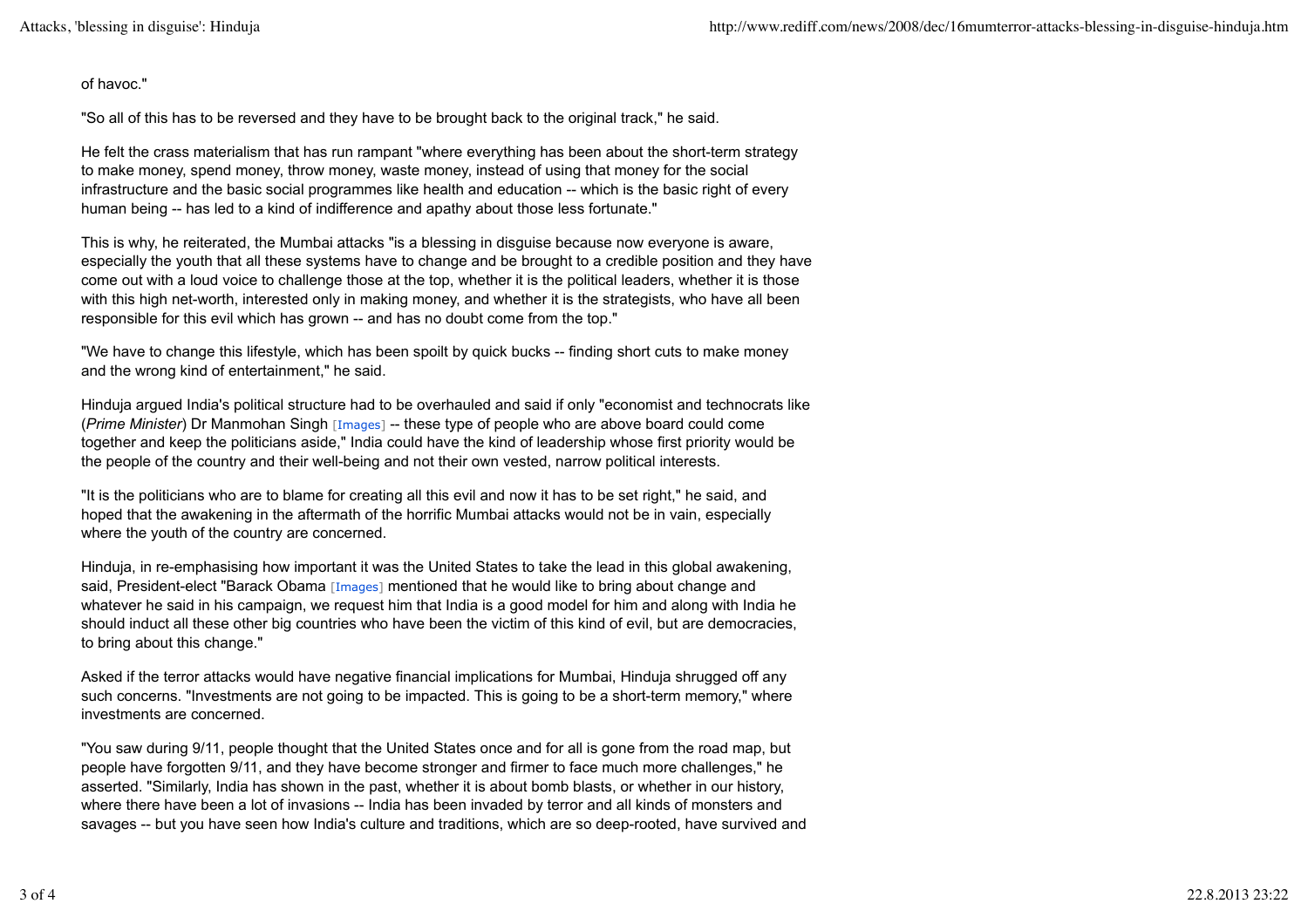of havoc."

"So all of this has to be reversed and they have to be brought back to the original track," he said.

He felt the crass materialism that has run rampant "where everything has been about the short-term strategy to make money, spend money, throw money, waste money, instead of using that money for the social infrastructure and the basic social programmes like health and education -- which is the basic right of every human being -- has led to a kind of indifference and apathy about those less fortunate."

This is why, he reiterated, the Mumbai attacks "is a blessing in disguise because now everyone is aware, especially the youth that all these systems have to change and be brought to a credible position and they have come out with a loud voice to challenge those at the top, whether it is the political leaders, whether it is those with this high net-worth, interested only in making money, and whether it is the strategists, who have all been responsible for this evil which has grown -- and has no doubt come from the top."

"We have to change this lifestyle, which has been spoilt by quick bucks -- finding short cuts to make money and the wrong kind of entertainment," he said.

Hinduja argued India's political structure had to be overhauled and said if only "economist and technocrats like (*Prime Minister*) Dr Manmohan Singh [Images] -- these type of people who are above board could come together and keep the politicians aside," India could have the kind of leadership whose first priority would be the people of the country and their well-being and not their own vested, narrow political interests.

"It is the politicians who are to blame for creating all this evil and now it has to be set right," he said, and hoped that the awakening in the aftermath of the horrific Mumbai attacks would not be in vain, especially where the youth of the country are concerned.

Hinduja, in re-emphasising how important it was the United States to take the lead in this global awakening, said, President-elect "Barack Obama [Images] mentioned that he would like to bring about change and whatever he said in his campaign, we request him that India is a good model for him and along with India he should induct all these other big countries who have been the victim of this kind of evil, but are democracies, to bring about this change."

Asked if the terror attacks would have negative financial implications for Mumbai, Hinduja shrugged off any such concerns. "Investments are not going to be impacted. This is going to be a short-term memory," where investments are concerned.

"You saw during 9/11, people thought that the United States once and for all is gone from the road map, but people have forgotten 9/11, and they have become stronger and firmer to face much more challenges," he asserted. "Similarly, India has shown in the past, whether it is about bomb blasts, or whether in our history, where there have been a lot of invasions -- India has been invaded by terror and all kinds of monsters and savages -- but you have seen how India's culture and traditions, which are so deep-rooted, have survived and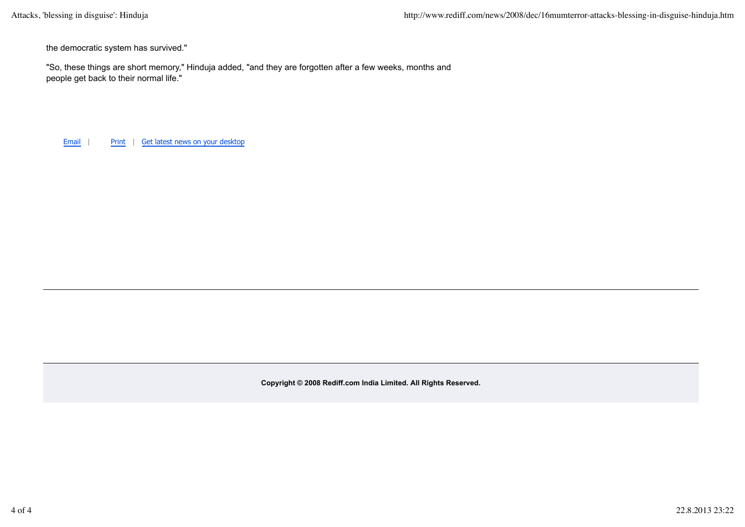the democratic system has survived."

"So, these things are short memory," Hinduja added, "and they are forgotten after a few weeks, months and people get back to their normal life."

Email | Print | Get latest news on your desktop

**Copyright © 2008 Rediff.com India Limited. All Rights Reserved.**